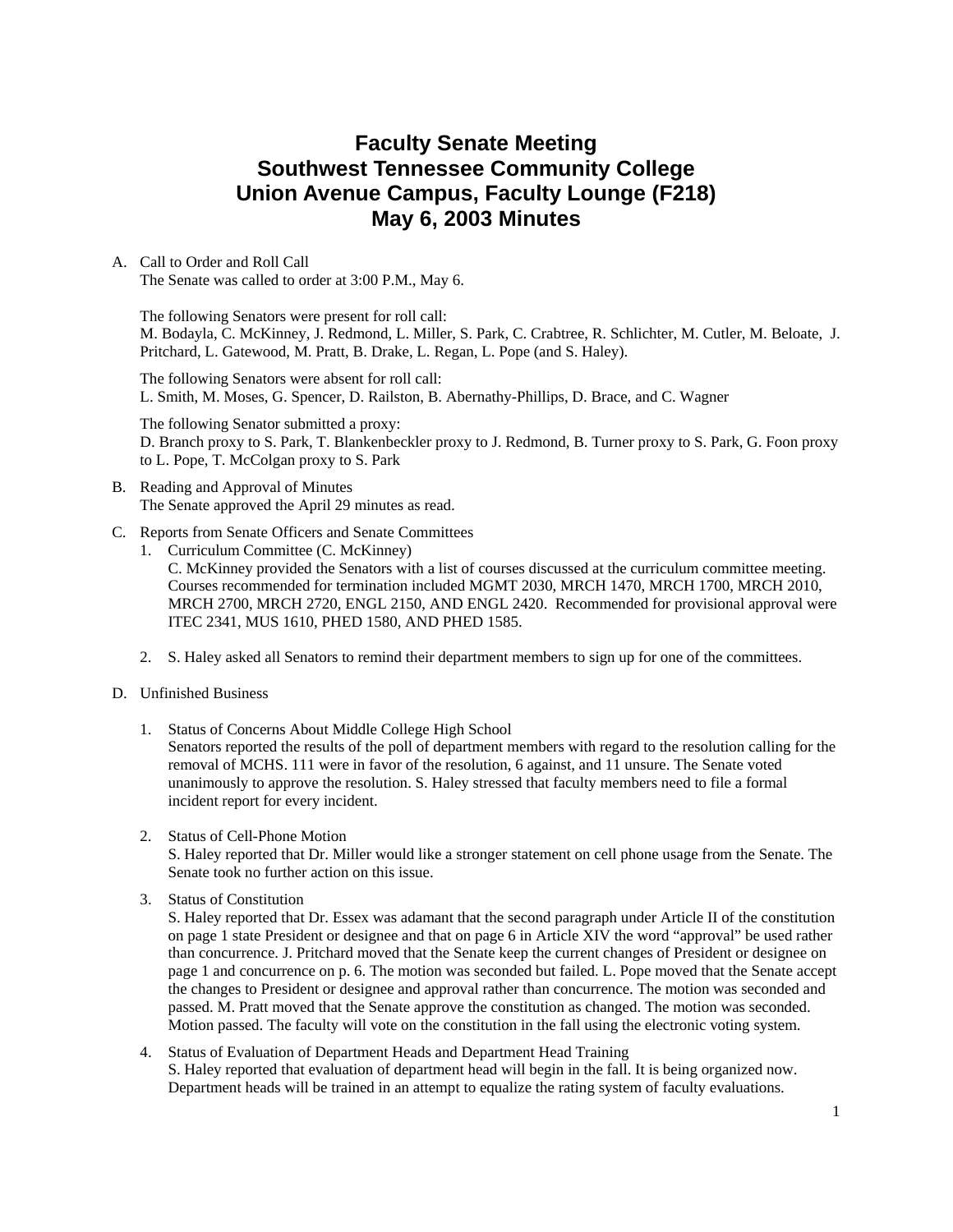# Faculty Senate Meeting
# Southwest Tennessee Community College
# Union Avenue Campus, Faculty Lounge (F218)
# May 6, 2003 Minutes

A. Call to Order and Roll Call

The Senate was called to order at 3:00 P.M., May 6.

The following Senators were present for roll call:
M. Bodayla, C. McKinney, J. Redmond, L. Miller, S. Park, C. Crabtree, R. Schlichter, M. Cutler, M. Beloate, J. Pritchard, L. Gatewood, M. Pratt, B. Drake, L. Regan, L. Pope (and S. Haley).

The following Senators were absent for roll call:
L. Smith, M. Moses, G. Spencer, D. Railston, B. Abernathy-Phillips, D. Brace, and C. Wagner

The following Senator submitted a proxy:
D. Branch proxy to S. Park, T. Blankenbeckler proxy to J. Redmond, B. Turner proxy to S. Park, G. Foon proxy to L. Pope, T. McColgan proxy to S. Park

B. Reading and Approval of Minutes

The Senate approved the April 29 minutes as read.

C. Reports from Senate Officers and Senate Committees

1. Curriculum Committee (C. McKinney)
   C. McKinney provided the Senators with a list of courses discussed at the curriculum committee meeting. Courses recommended for termination included MGMT 2030, MRCH 1470, MRCH 1700, MRCH 2010, MRCH 2700, MRCH 2720, ENGL 2150, AND ENGL 2420. Recommended for provisional approval were ITEC 2341, MUS 1610, PHED 1580, AND PHED 1585.

2. S. Haley asked all Senators to remind their department members to sign up for one of the committees.

D. Unfinished Business

1. Status of Concerns About Middle College High School
   Senators reported the results of the poll of department members with regard to the resolution calling for the removal of MCHS. 111 were in favor of the resolution, 6 against, and 11 unsure. The Senate voted unanimously to approve the resolution. S. Haley stressed that faculty members need to file a formal incident report for every incident.

2. Status of Cell-Phone Motion
   S. Haley reported that Dr. Miller would like a stronger statement on cell phone usage from the Senate. The Senate took no further action on this issue.

3. Status of Constitution
   S. Haley reported that Dr. Essex was adamant that the second paragraph under Article II of the constitution on page 1 state President or designee and that on page 6 in Article XIV the word "approval" be used rather than concurrence. J. Pritchard moved that the Senate keep the current changes of President or designee on page 1 and concurrence on p. 6. The motion was seconded but failed. L. Pope moved that the Senate accept the changes to President or designee and approval rather than concurrence. The motion was seconded and passed. M. Pratt moved that the Senate approve the constitution as changed. The motion was seconded. Motion passed. The faculty will vote on the constitution in the fall using the electronic voting system.

4. Status of Evaluation of Department Heads and Department Head Training
   S. Haley reported that evaluation of department head will begin in the fall. It is being organized now. Department heads will be trained in an attempt to equalize the rating system of faculty evaluations.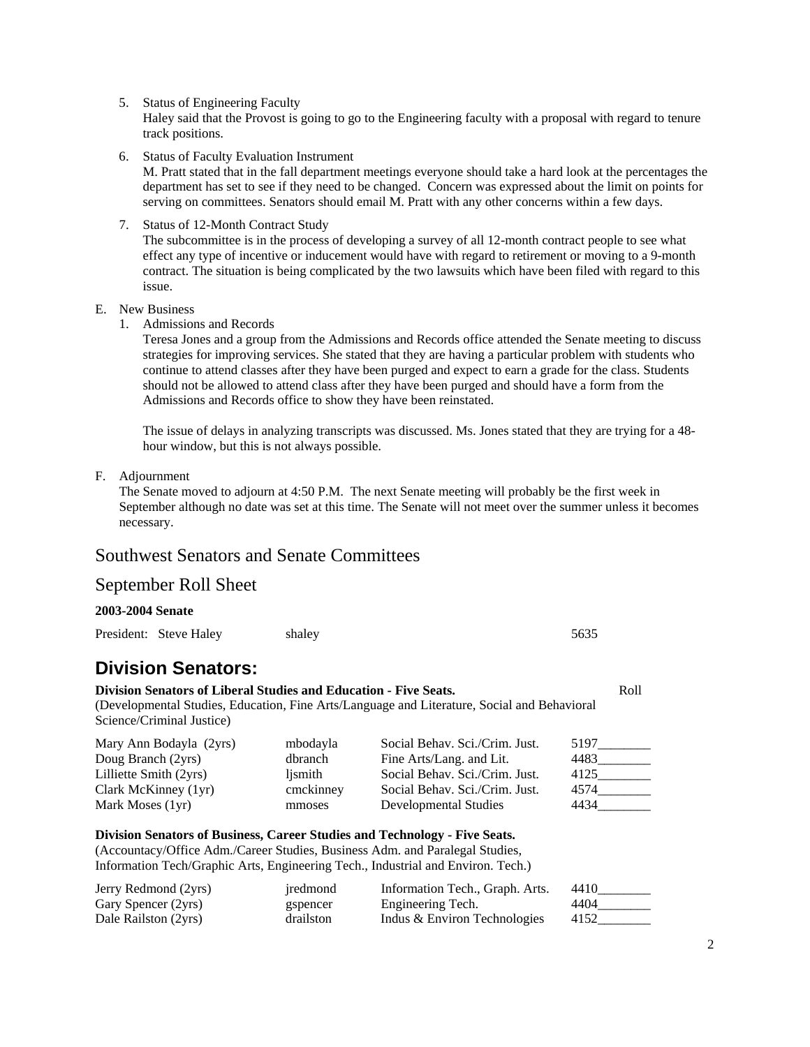5. Status of Engineering Faculty
   Haley said that the Provost is going to go to the Engineering faculty with a proposal with regard to tenure track positions.

6. Status of Faculty Evaluation Instrument
   M. Pratt stated that in the fall department meetings everyone should take a hard look at the percentages the department has set to see if they need to be changed. Concern was expressed about the limit on points for serving on committees. Senators should email M. Pratt with any other concerns within a few days.

7. Status of 12-Month Contract Study
   The subcommittee is in the process of developing a survey of all 12-month contract people to see what effect any type of incentive or inducement would have with regard to retirement or moving to a 9-month contract. The situation is being complicated by the two lawsuits which have been filed with regard to this issue.

E. New Business

1. Admissions and Records
   Teresa Jones and a group from the Admissions and Records office attended the Senate meeting to discuss strategies for improving services. She stated that they are having a particular problem with students who continue to attend classes after they have been purged and expect to earn a grade for the class. Students should not be allowed to attend class after they have been purged and should have a form from the Admissions and Records office to show they have been reinstated.

   The issue of delays in analyzing transcripts was discussed. Ms. Jones stated that they are trying for a 48-hour window, but this is not always possible.

F. Adjournment
   The Senate moved to adjourn at 4:50 P.M. The next Senate meeting will probably be the first week in September although no date was set at this time. The Senate will not meet over the summer unless it becomes necessary.

## Southwest Senators and Senate Committees

## September Roll Sheet

**2003-2004 Senate**

President: Steve Haley shaley 5635

# Division Senators:

**Division Senators of Liberal Studies and Education - Five Seats.** Roll
(Developmental Studies, Education, Fine Arts/Language and Literature, Social and Behavioral Science/Criminal Justice)

| Name | Email | Department | Roll |
|---|---|---|---|
| Mary Ann Bodayla (2yrs) | mbodayla | Social Behav. Sci./Crim. Just. | 5197________ |
| Doug Branch (2yrs) | dbranch | Fine Arts/Lang. and Lit. | 4483________ |
| Lilliette Smith (2yrs) | ljsmith | Social Behav. Sci./Crim. Just. | 4125________ |
| Clark McKinney (1yr) | cmckinney | Social Behav. Sci./Crim. Just. | 4574________ |
| Mark Moses (1yr) | mmoses | Developmental Studies | 4434________ |

**Division Senators of Business, Career Studies and Technology - Five Seats.**
(Accountacy/Office Adm./Career Studies, Business Adm. and Paralegal Studies, Information Tech/Graphic Arts, Engineering Tech., Industrial and Environ. Tech.)

| Name | Email | Department | Roll |
|---|---|---|---|
| Jerry Redmond (2yrs) | jredmond | Information Tech., Graph. Arts. | 4410________ |
| Gary Spencer (2yrs) | gspencer | Engineering Tech. | 4404________ |
| Dale Railston (2yrs) | drailston | Indus & Environ Technologies | 4152________ |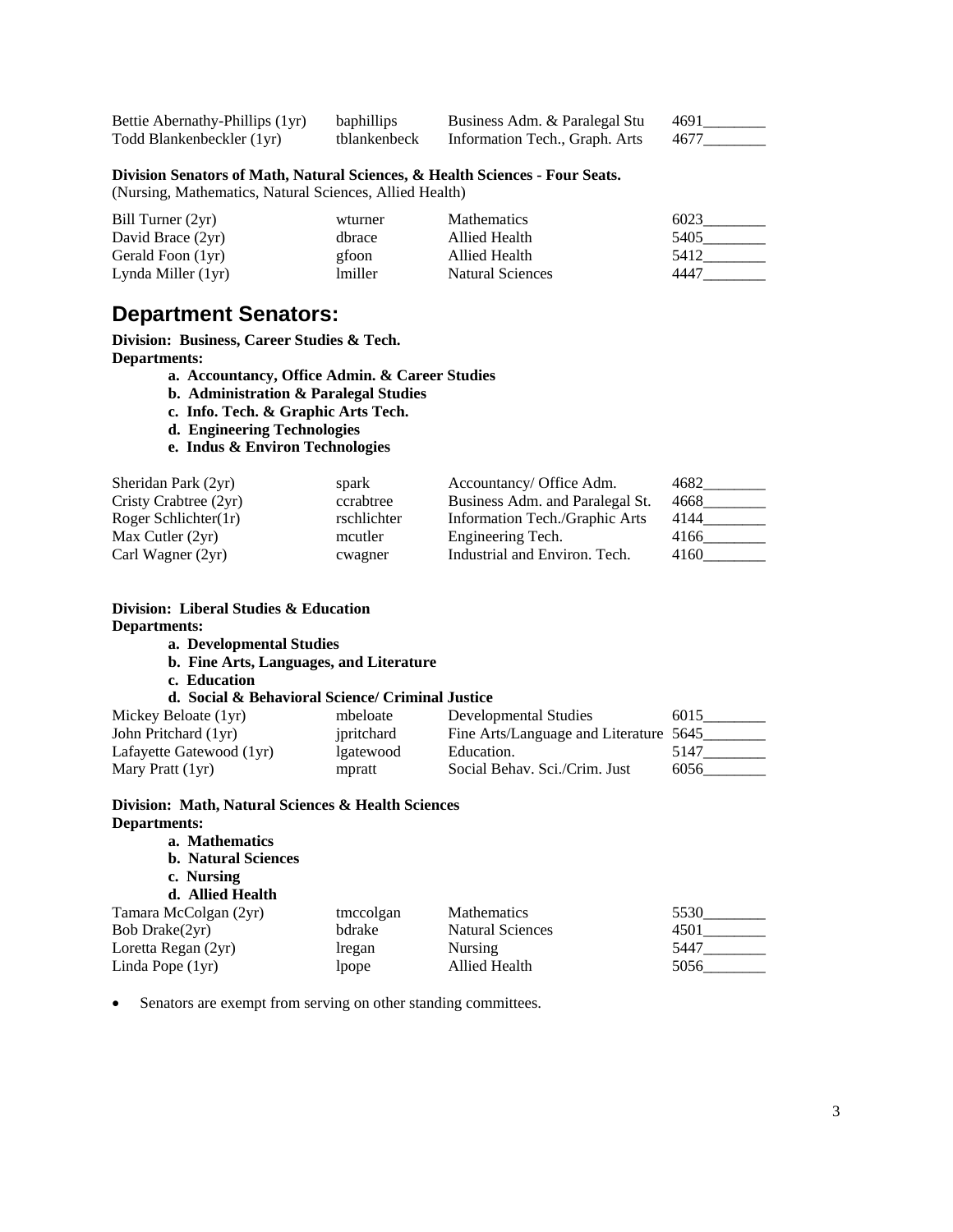| | | | |
|---|---|---|---|
| Bettie Abernathy-Phillips (1yr) | baphillips | Business Adm. & Paralegal Stu | 4691________ |
| Todd Blankenbeckler (1yr) | tblankenbeck | Information Tech., Graph. Arts | 4677________ |

**Division Senators of Math, Natural Sciences, & Health Sciences - Four Seats.**
(Nursing, Mathematics, Natural Sciences, Allied Health)

| | | | |
|---|---|---|---|
| Bill Turner (2yr) | wturner | Mathematics | 6023________ |
| David Brace (2yr) | dbrace | Allied Health | 5405________ |
| Gerald Foon (1yr) | gfoon | Allied Health | 5412________ |
| Lynda Miller (1yr) | lmiller | Natural Sciences | 4447________ |

## Department Senators:

**Division: Business, Career Studies & Tech.**
**Departments:**

- **a. Accountancy, Office Admin. & Career Studies**
- **b. Administration & Paralegal Studies**
- **c. Info. Tech. & Graphic Arts Tech.**
- **d. Engineering Technologies**
- **e. Indus & Environ Technologies**

| | | | |
|---|---|---|---|
| Sheridan Park (2yr) | spark | Accountancy/ Office Adm. | 4682________ |
| Cristy Crabtree (2yr) | ccrabtree | Business Adm. and Paralegal St. | 4668________ |
| Roger Schlichter(1r) | rschlichter | Information Tech./Graphic Arts | 4144________ |
| Max Cutler (2yr) | mcutler | Engineering Tech. | 4166________ |
| Carl Wagner (2yr) | cwagner | Industrial and Environ. Tech. | 4160________ |

**Division: Liberal Studies & Education**
**Departments:**

- **a. Developmental Studies**
- **b. Fine Arts, Languages, and Literature**
- **c. Education**
- **d. Social & Behavioral Science/ Criminal Justice**

| | | | |
|---|---|---|---|
| Mickey Beloate (1yr) | mbeloate | Developmental Studies | 6015________ |
| John Pritchard (1yr) | jpritchard | Fine Arts/Language and Literature | 5645________ |
| Lafayette Gatewood (1yr) | lgatewood | Education. | 5147________ |
| Mary Pratt (1yr) | mpratt | Social Behav. Sci./Crim. Just | 6056________ |

**Division: Math, Natural Sciences & Health Sciences**
**Departments:**

- **a. Mathematics**
- **b. Natural Sciences**
- **c. Nursing**
- **d. Allied Health**

| | | | |
|---|---|---|---|
| Tamara McColgan (2yr) | tmccolgan | Mathematics | 5530________ |
| Bob Drake(2yr) | bdrake | Natural Sciences | 4501________ |
| Loretta Regan (2yr) | lregan | Nursing | 5447________ |
| Linda Pope (1yr) | lpope | Allied Health | 5056________ |

- Senators are exempt from serving on other standing committees.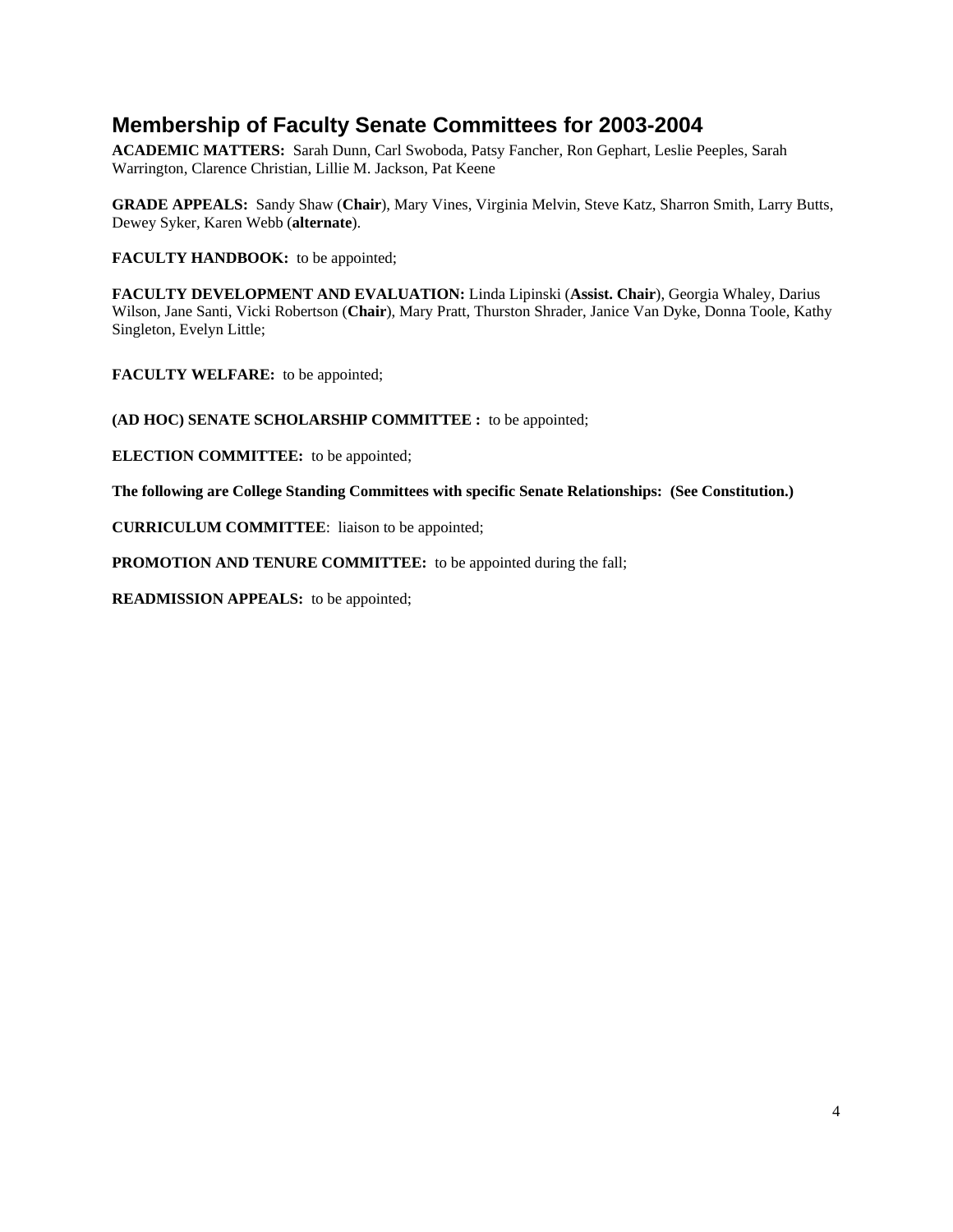## Membership of Faculty Senate Committees for 2003-2004

**ACADEMIC MATTERS:** Sarah Dunn, Carl Swoboda, Patsy Fancher, Ron Gephart, Leslie Peeples, Sarah Warrington, Clarence Christian, Lillie M. Jackson, Pat Keene

**GRADE APPEALS:** Sandy Shaw (**Chair**), Mary Vines, Virginia Melvin, Steve Katz, Sharron Smith, Larry Butts, Dewey Syker, Karen Webb (**alternate**).

**FACULTY HANDBOOK:** to be appointed;

**FACULTY DEVELOPMENT AND EVALUATION:** Linda Lipinski (**Assist. Chair**), Georgia Whaley, Darius Wilson, Jane Santi, Vicki Robertson (**Chair**), Mary Pratt, Thurston Shrader, Janice Van Dyke, Donna Toole, Kathy Singleton, Evelyn Little;

**FACULTY WELFARE:** to be appointed;

**(AD HOC) SENATE SCHOLARSHIP COMMITTEE :** to be appointed;

**ELECTION COMMITTEE:** to be appointed;

**The following are College Standing Committees with specific Senate Relationships: (See Constitution.)**

**CURRICULUM COMMITTEE**: liaison to be appointed;

**PROMOTION AND TENURE COMMITTEE:** to be appointed during the fall;

**READMISSION APPEALS:** to be appointed;